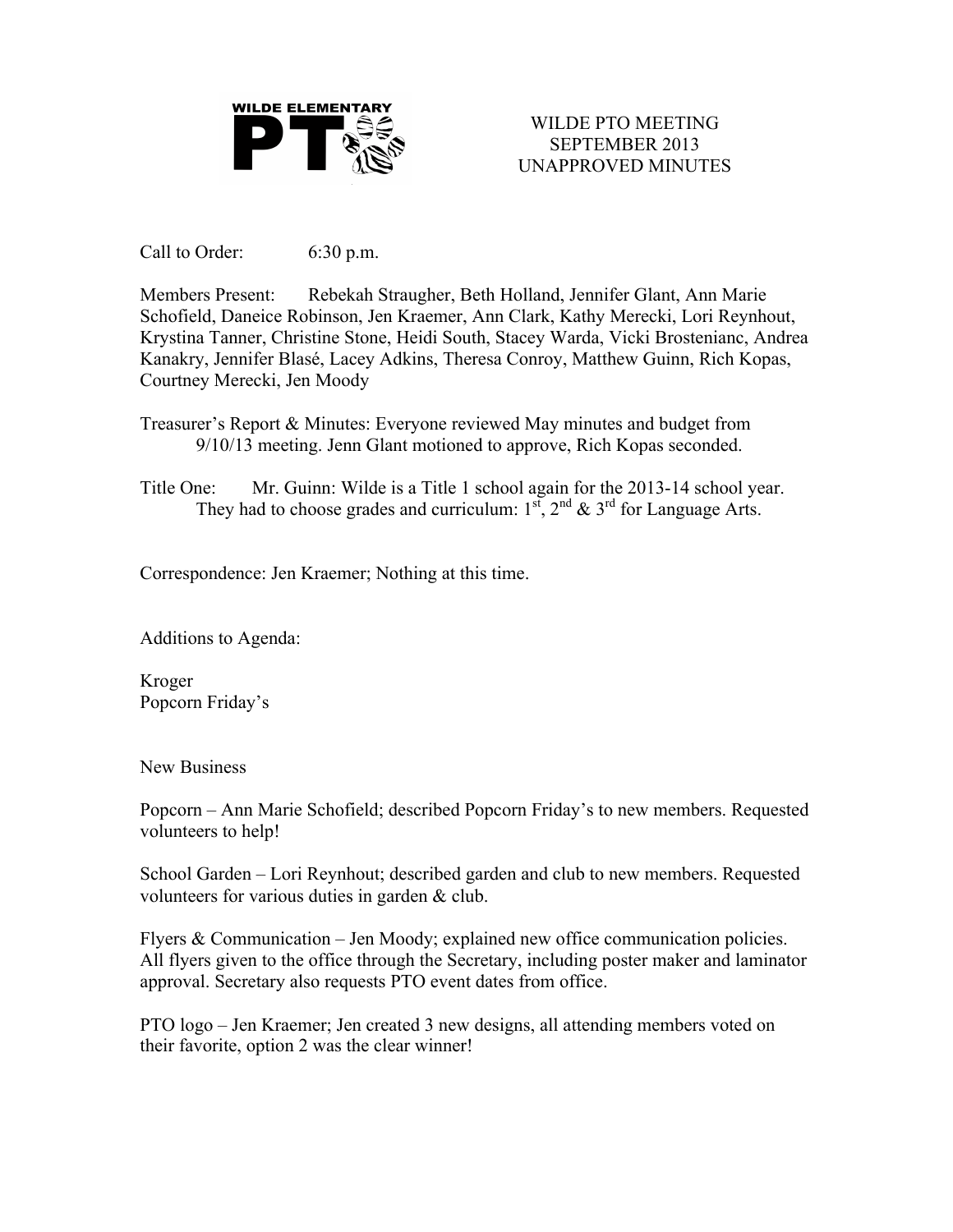WILDE ELEMENTARY PTO

# WILDE PTO MEETING
## SEPTEMBER 2013
## UNAPPROVED MINUTES

Call to Order: 6:30 p.m.

Members Present: Rebekah Straugher, Beth Holland, Jennifer Glant, Ann Marie Schofield, Daneice Robinson, Jen Kraemer, Ann Clark, Kathy Merecki, Lori Reynhout, Krystina Tanner, Christine Stone, Heidi South, Stacey Warda, Vicki Brostenianc, Andrea Kanakry, Jennifer Blasé, Lacey Adkins, Theresa Conroy, Matthew Guinn, Rich Kopas, Courtney Merecki, Jen Moody

Treasurer's Report & Minutes: Everyone reviewed May minutes and budget from 9/10/13 meeting. Jenn Glant motioned to approve, Rich Kopas seconded.

Title One: Mr. Guinn: Wilde is a Title 1 school again for the 2013-14 school year. They had to choose grades and curriculum: 1st, 2nd & 3rd for Language Arts.

Correspondence: Jen Kraemer; Nothing at this time.

Additions to Agenda:

Kroger
Popcorn Friday's

New Business

Popcorn – Ann Marie Schofield; described Popcorn Friday's to new members. Requested volunteers to help!

School Garden – Lori Reynhout; described garden and club to new members. Requested volunteers for various duties in garden & club.

Flyers & Communication – Jen Moody; explained new office communication policies. All flyers given to the office through the Secretary, including poster maker and laminator approval. Secretary also requests PTO event dates from office.

PTO logo – Jen Kraemer; Jen created 3 new designs, all attending members voted on their favorite, option 2 was the clear winner!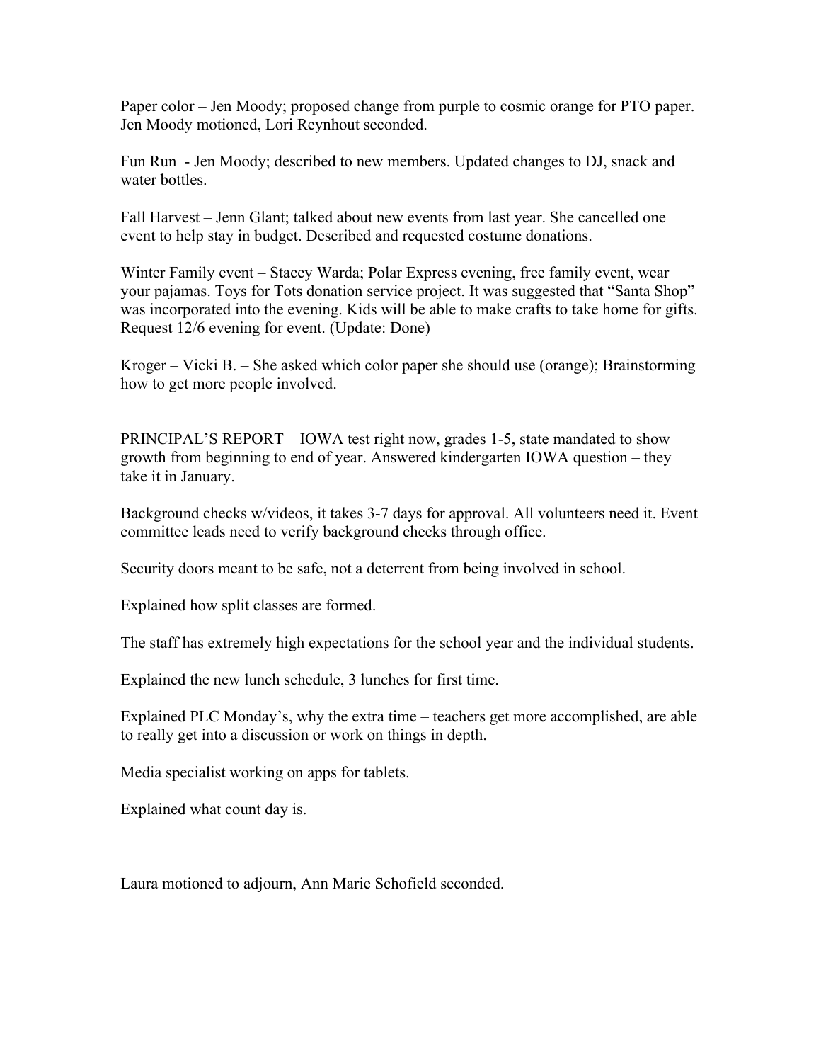Paper color – Jen Moody; proposed change from purple to cosmic orange for PTO paper. Jen Moody motioned, Lori Reynhout seconded.

Fun Run - Jen Moody; described to new members. Updated changes to DJ, snack and water bottles.

Fall Harvest – Jenn Glant; talked about new events from last year. She cancelled one event to help stay in budget. Described and requested costume donations.

Winter Family event – Stacey Warda; Polar Express evening, free family event, wear your pajamas. Toys for Tots donation service project. It was suggested that "Santa Shop" was incorporated into the evening. Kids will be able to make crafts to take home for gifts. <u>Request 12/6 evening for event. (Update: Done)</u>

Kroger – Vicki B. – She asked which color paper she should use (orange); Brainstorming how to get more people involved.

PRINCIPAL'S REPORT – IOWA test right now, grades 1-5, state mandated to show growth from beginning to end of year. Answered kindergarten IOWA question – they take it in January.

Background checks w/videos, it takes 3-7 days for approval. All volunteers need it. Event committee leads need to verify background checks through office.

Security doors meant to be safe, not a deterrent from being involved in school.

Explained how split classes are formed.

The staff has extremely high expectations for the school year and the individual students.

Explained the new lunch schedule, 3 lunches for first time.

Explained PLC Monday's, why the extra time – teachers get more accomplished, are able to really get into a discussion or work on things in depth.

Media specialist working on apps for tablets.

Explained what count day is.

Laura motioned to adjourn, Ann Marie Schofield seconded.